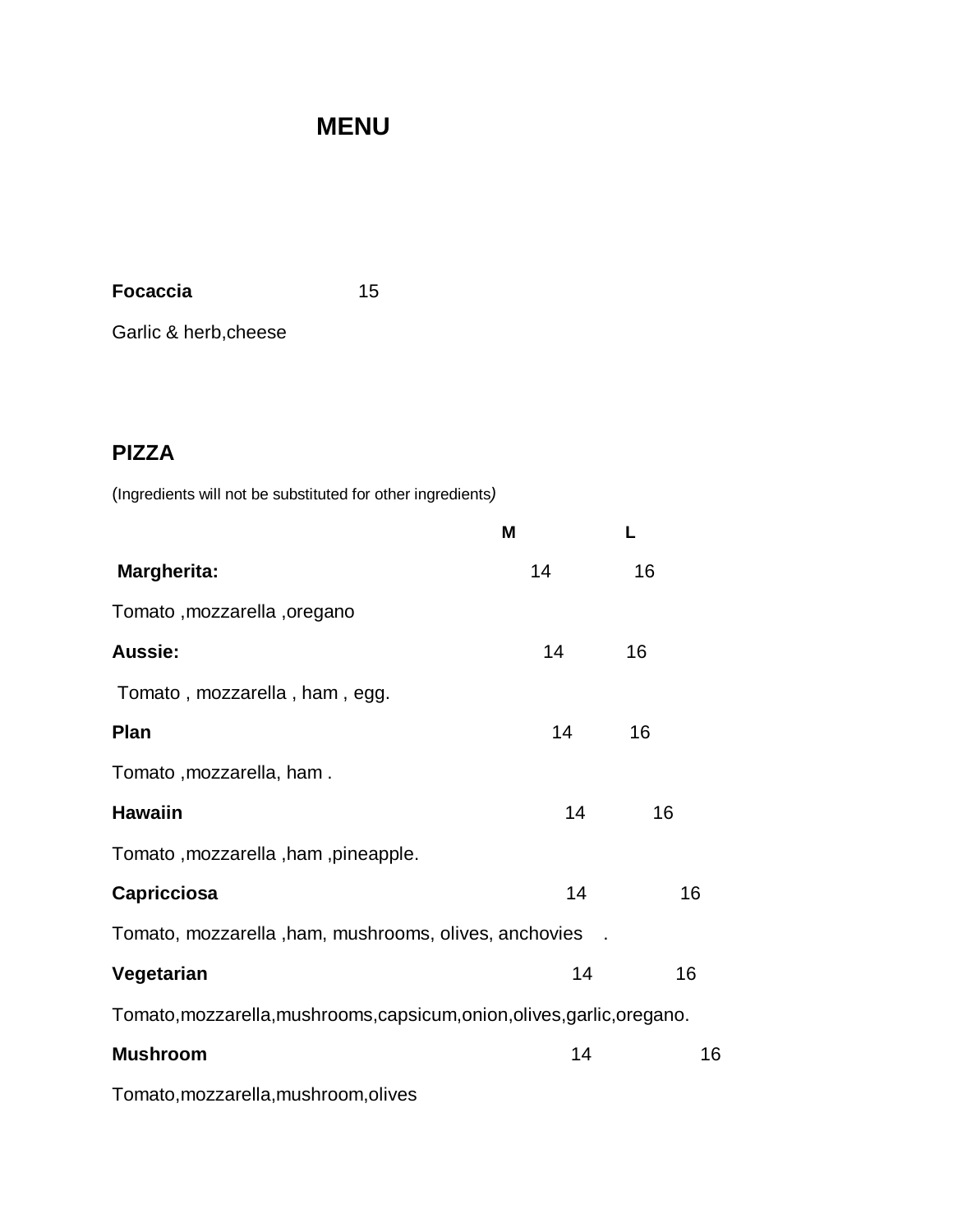# MENU

**Focaccia** 15

Garlic & herb,cheese

## PIZZA

(Ingredients will not be substituted for other ingredients)

| | M | L |
|---|---|---|
| **Margherita:** | 14 | 16 |
| Tomato ,mozzarella ,oregano | | |
| **Aussie:** | 14 | 16 |
| Tomato , mozzarella , ham , egg. | | |
| **Plan** | 14 | 16 |
| Tomato ,mozzarella, ham . | | |
| **Hawaiin** | 14 | 16 |
| Tomato ,mozzarella ,ham ,pineapple. | | |
| **Capricciosa** | 14 | 16 |
| Tomato, mozzarella ,ham, mushrooms, olives, anchovies . | | |
| **Vegetarian** | 14 | 16 |
| Tomato,mozzarella,mushrooms,capsicum,onion,olives,garlic,oregano. | | |
| **Mushroom** | 14 | 16 |
| Tomato,mozzarella,mushroom,olives | | |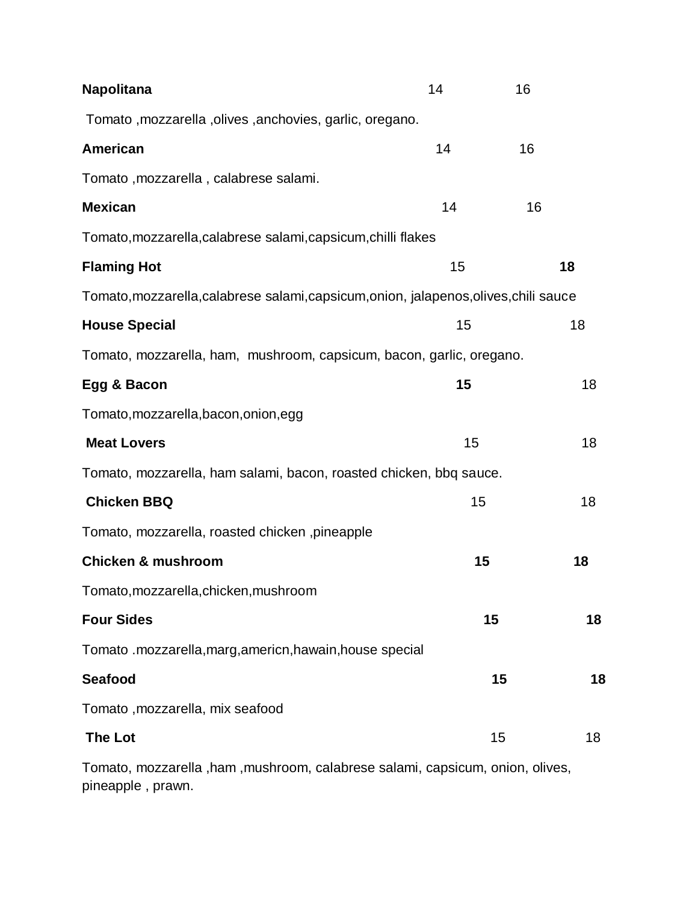| | | |
|---|---|---|
| **Napolitana** | 14 | 16 |
| Tomato ,mozzarella ,olives ,anchovies, garlic, oregano. | | |
| **American** | 14 | 16 |
| Tomato ,mozzarella , calabrese salami. | | |
| **Mexican** | 14 | 16 |
| Tomato,mozzarella,calabrese salami,capsicum,chilli flakes | | |
| **Flaming Hot** | 15 | **18** |
| Tomato,mozzarella,calabrese salami,capsicum,onion, jalapenos,olives,chili sauce | | |
| **House Special** | 15 | 18 |
| Tomato, mozzarella, ham, mushroom, capsicum, bacon, garlic, oregano. | | |
| **Egg & Bacon** | **15** | 18 |
| Tomato,mozzarella,bacon,onion,egg | | |
| **Meat Lovers** | 15 | 18 |
| Tomato, mozzarella, ham salami, bacon, roasted chicken, bbq sauce. | | |
| **Chicken BBQ** | 15 | 18 |
| Tomato, mozzarella, roasted chicken ,pineapple | | |
| **Chicken & mushroom** | **15** | **18** |
| Tomato,mozzarella,chicken,mushroom | | |
| **Four Sides** | **15** | **18** |
| Tomato .mozzarella,marg,americn,hawain,house special | | |
| **Seafood** | **15** | **18** |
| Tomato ,mozzarella, mix seafood | | |
| **The Lot** | 15 | 18 |
| Tomato, mozzarella ,ham ,mushroom, calabrese salami, capsicum, onion, olives, pineapple , prawn. | | |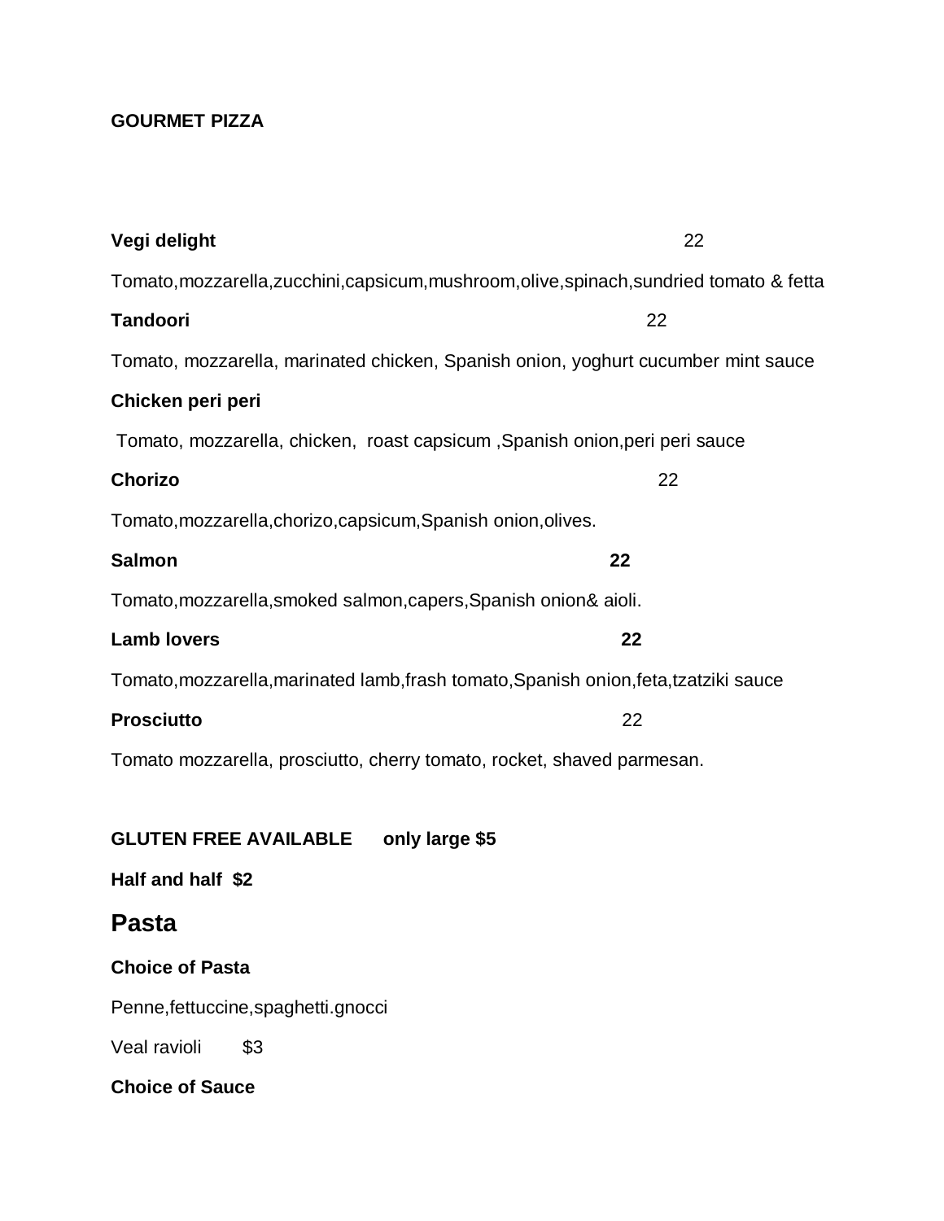**GOURMET PIZZA**

**Vegi delight** 22

Tomato,mozzarella,zucchini,capsicum,mushroom,olive,spinach,sundried tomato & fetta

**Tandoori** 22

Tomato, mozzarella, marinated chicken, Spanish onion, yoghurt cucumber mint sauce

**Chicken peri peri**

Tomato, mozzarella, chicken, roast capsicum ,Spanish onion,peri peri sauce

**Chorizo** 22

Tomato,mozzarella,chorizo,capsicum,Spanish onion,olives.

**Salmon** **22**

Tomato,mozzarella,smoked salmon,capers,Spanish onion& aioli.

**Lamb lovers** **22**

Tomato,mozzarella,marinated lamb,frash tomato,Spanish onion,feta,tzatziki sauce

**Prosciutto** 22

Tomato mozzarella, prosciutto, cherry tomato, rocket, shaved parmesan.

**GLUTEN FREE AVAILABLE only large $5**

**Half and half $2**

## Pasta

**Choice of Pasta**

Penne,fettuccine,spaghetti.gnocci

Veal ravioli $3

**Choice of Sauce**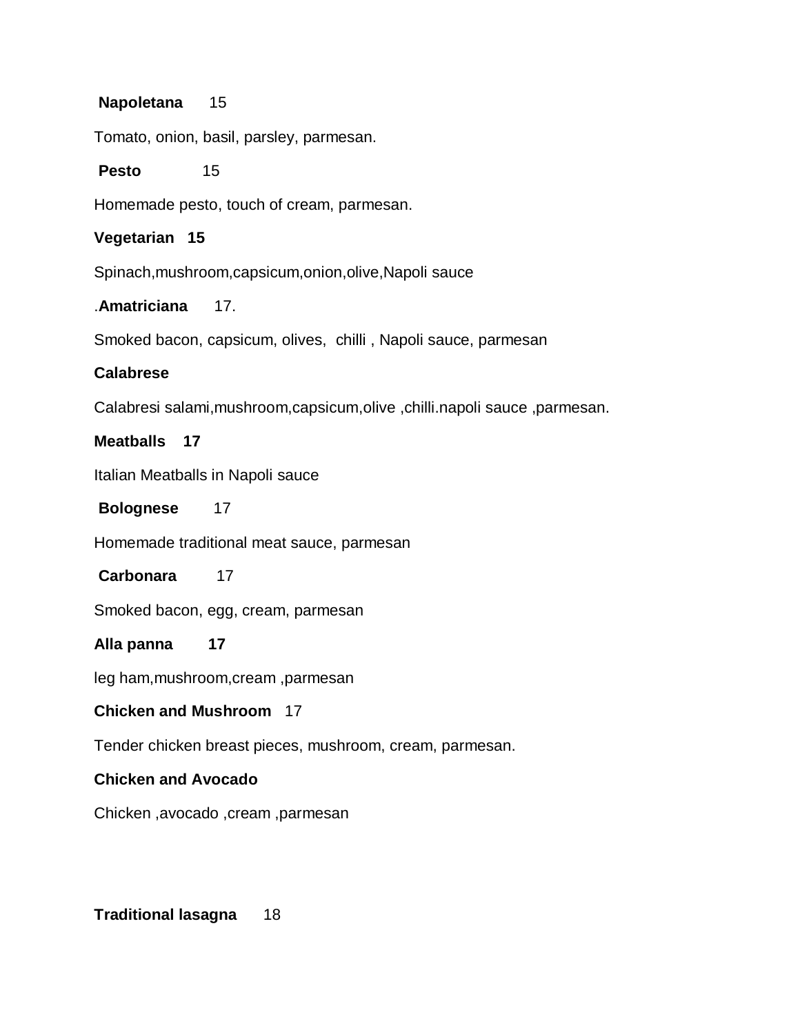**Napoletana** 15

Tomato, onion, basil, parsley, parmesan.

**Pesto** 15

Homemade pesto, touch of cream, parmesan.

**Vegetarian 15**

Spinach,mushroom,capsicum,onion,olive,Napoli sauce

.**Amatriciana** 17.

Smoked bacon, capsicum, olives, chilli , Napoli sauce, parmesan

**Calabrese**

Calabresi salami,mushroom,capsicum,olive ,chilli.napoli sauce ,parmesan.

**Meatballs 17**

Italian Meatballs in Napoli sauce

**Bolognese** 17

Homemade traditional meat sauce, parmesan

**Carbonara** 17

Smoked bacon, egg, cream, parmesan

**Alla panna 17**

leg ham,mushroom,cream ,parmesan

**Chicken and Mushroom** 17

Tender chicken breast pieces, mushroom, cream, parmesan.

**Chicken and Avocado**

Chicken ,avocado ,cream ,parmesan

**Traditional lasagna** 18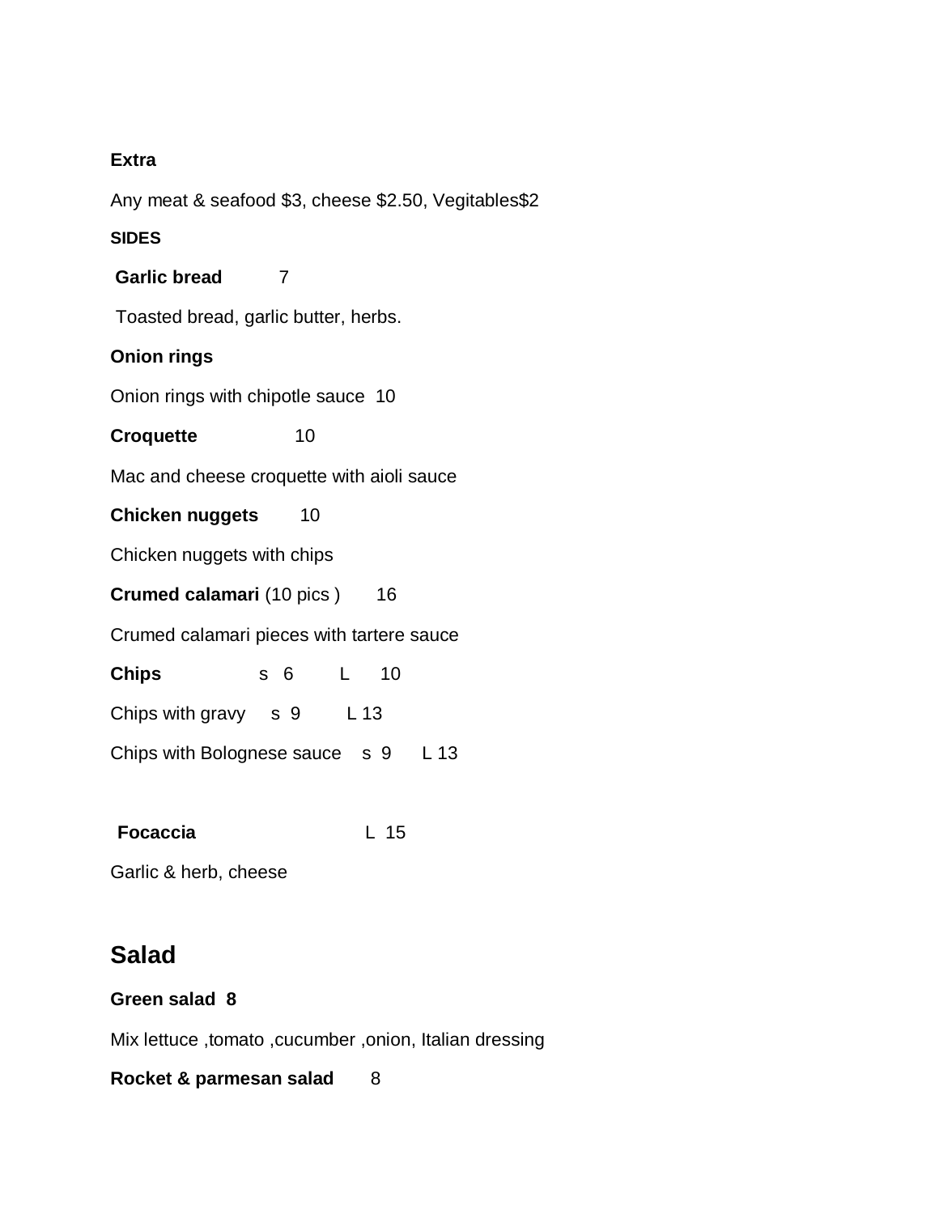**Extra**

Any meat & seafood $3, cheese $2.50, Vegitables$2

**SIDES**

**Garlic bread** 7

Toasted bread, garlic butter, herbs.

**Onion rings**

Onion rings with chipotle sauce 10

**Croquette** 10

Mac and cheese croquette with aioli sauce

**Chicken nuggets** 10

Chicken nuggets with chips

**Crumed calamari** (10 pics ) 16

Crumed calamari pieces with tartere sauce

**Chips** s 6 L 10

Chips with gravy s 9 L 13

Chips with Bolognese sauce s 9 L 13

**Focaccia** L 15

Garlic & herb, cheese

## Salad

**Green salad 8**

Mix lettuce ,tomato ,cucumber ,onion, Italian dressing

**Rocket & parmesan salad** 8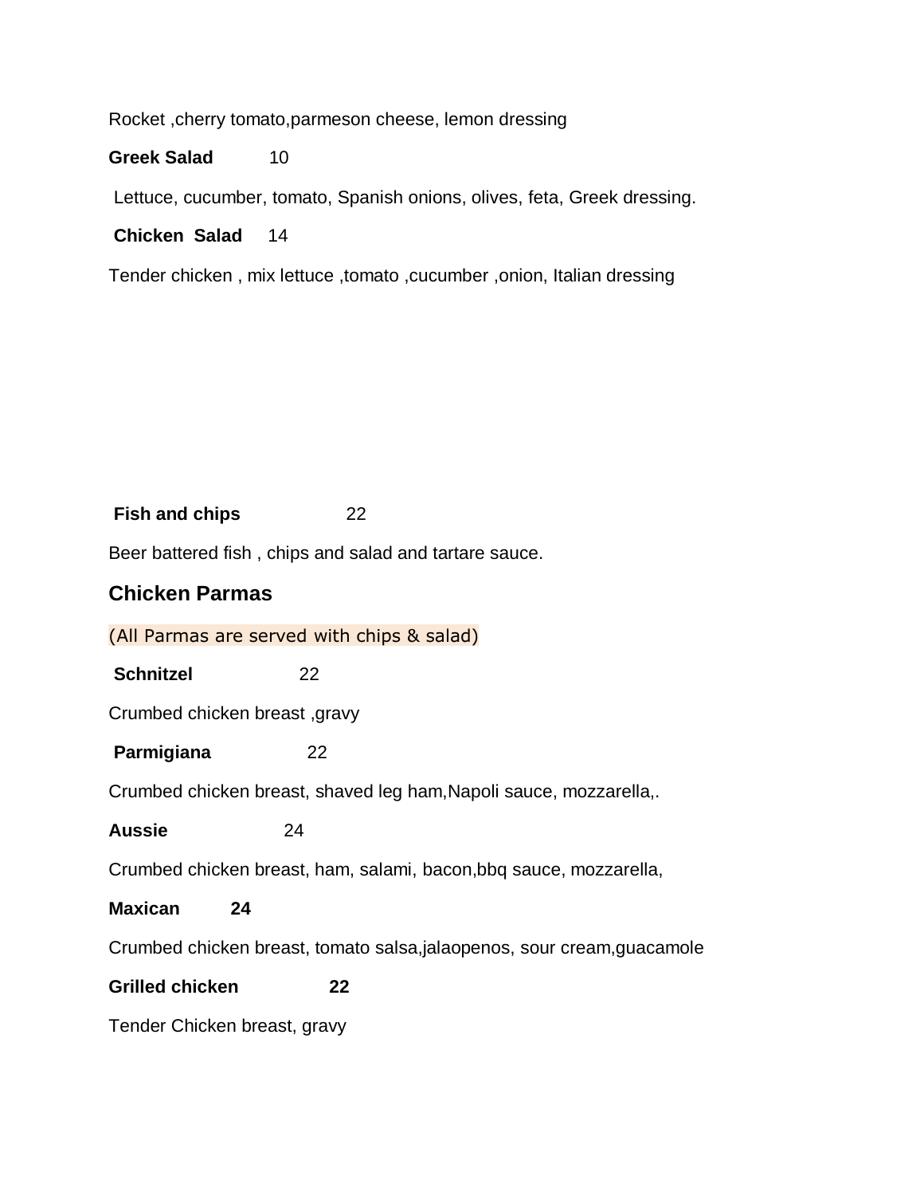Rocket ,cherry tomato,parmeson cheese, lemon dressing

**Greek Salad** 10

Lettuce, cucumber, tomato, Spanish onions, olives, feta, Greek dressing.

**Chicken Salad** 14

Tender chicken , mix lettuce ,tomato ,cucumber ,onion, Italian dressing

**Fish and chips** 22

Beer battered fish , chips and salad and tartare sauce.

## Chicken Parmas

(All Parmas are served with chips & salad)

**Schnitzel** 22

Crumbed chicken breast ,gravy

**Parmigiana** 22

Crumbed chicken breast, shaved leg ham,Napoli sauce, mozzarella,.

**Aussie** 24

Crumbed chicken breast, ham, salami, bacon,bbq sauce, mozzarella,

**Maxican** **24**

Crumbed chicken breast, tomato salsa,jalaopenos, sour cream,guacamole

**Grilled chicken** **22**

Tender Chicken breast, gravy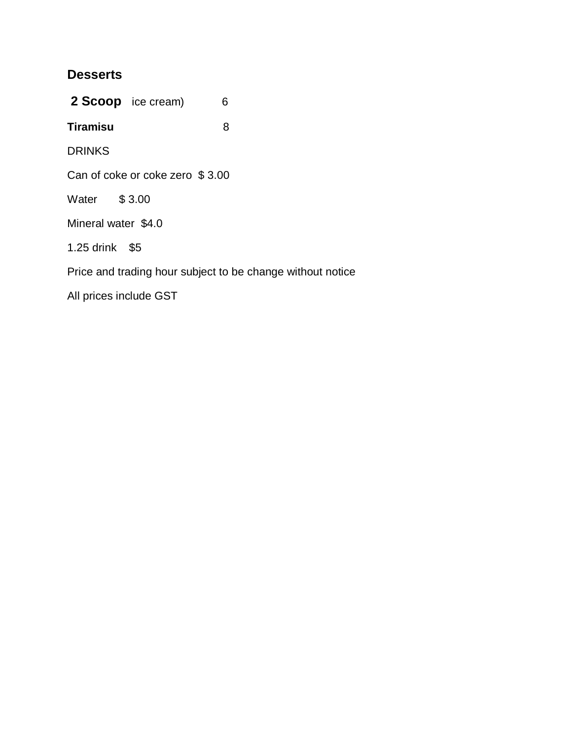## Desserts

**2 Scoop** ice cream) 6

**Tiramisu** 8

DRINKS

Can of coke or coke zero $ 3.00

Water $ 3.00

Mineral water $4.0

1.25 drink $5

Price and trading hour subject to be change without notice

All prices include GST